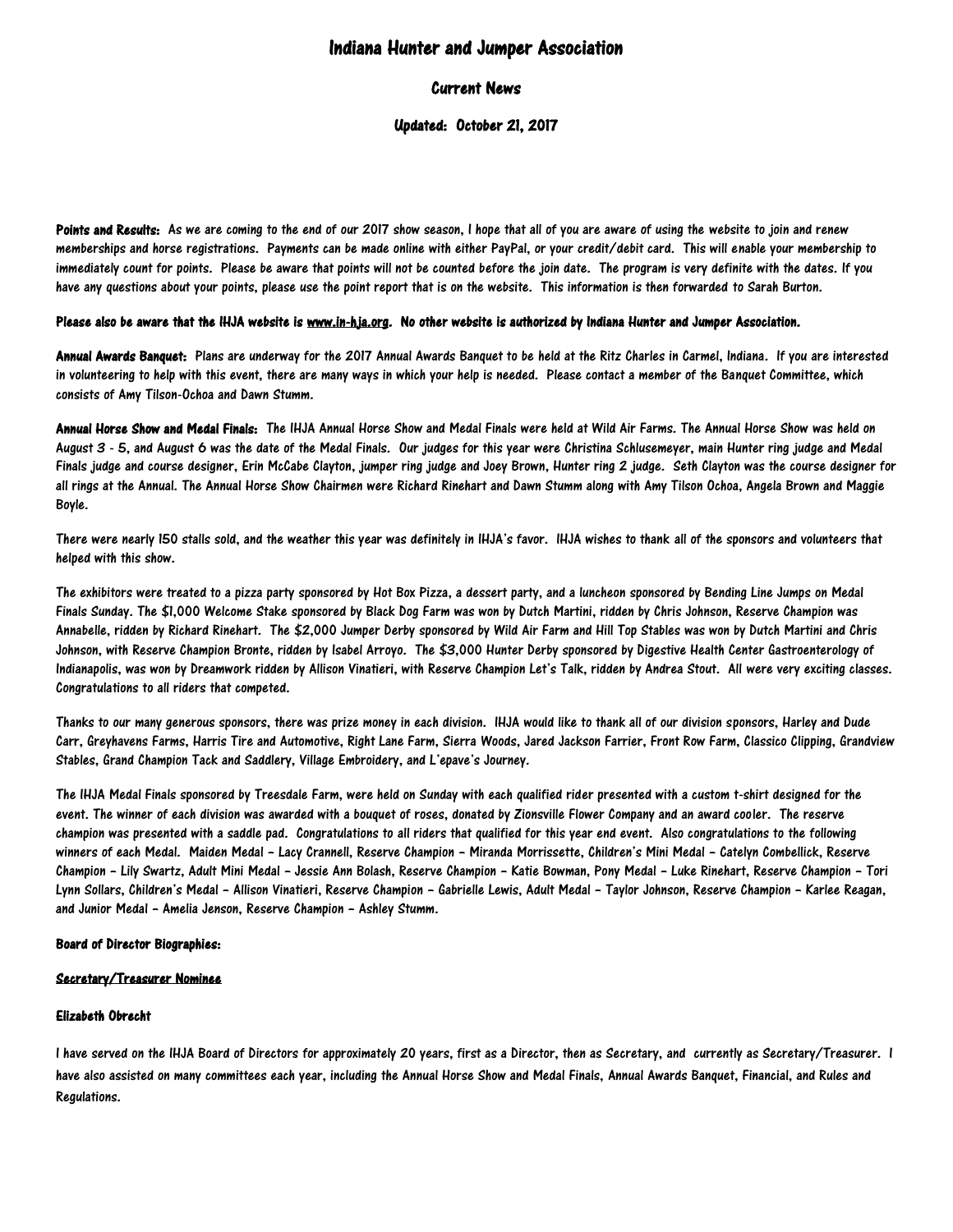# Indiana Hunter and Jumper Association

## Current News

### Updated: October 21, 2017

**Points and Results:** As we are coming to the end of our 2017 show season, I hope that all of you are aware of using the website to join and renew memberships and horse registrations. Payments can be made online with either PayPal, or your credit/debit card. This will enable your membership to immediately count for points. Please be aware that points will not be counted before the join date. The program is very definite with the dates. If you have any questions about your points, please use the point report that is on the website. This information is then forwarded to Sarah Burton.

**Please also be aware that the IHJA website is www.in-hja.org. No other website is authorized by Indiana Hunter and Jumper Association.**

**Annual Awards Banquet:** Plans are underway for the 2017 Annual Awards Banquet to be held at the Ritz Charles in Carmel, Indiana. If you are interested in volunteering to help with this event, there are many ways in which your help is needed. Please contact a member of the Banquet Committee, which consists of Amy Tilson-Ochoa and Dawn Stumm.

**Annual Horse Show and Medal Finals:** The IHJA Annual Horse Show and Medal Finals were held at Wild Air Farms. The Annual Horse Show was held on August 3 - 5, and August 6 was the date of the Medal Finals. Our judges for this year were Christina Schlusemeyer, main Hunter ring judge and Medal Finals judge and course designer, Erin McCabe Clayton, jumper ring judge and Joey Brown, Hunter ring 2 judge. Seth Clayton was the course designer for all rings at the Annual. The Annual Horse Show Chairmen were Richard Rinehart and Dawn Stumm along with Amy Tilson Ochoa, Angela Brown and Maggie Boyle.

There were nearly 150 stalls sold, and the weather this year was definitely in IHJA's favor. IHJA wishes to thank all of the sponsors and volunteers that helped with this show.

The exhibitors were treated to a pizza party sponsored by Hot Box Pizza, a dessert party, and a luncheon sponsored by Bending Line Jumps on Medal Finals Sunday. The $1,000 Welcome Stake sponsored by Black Dog Farm was won by Dutch Martini, ridden by Chris Johnson, Reserve Champion was Annabelle, ridden by Richard Rinehart. The $2,000 Jumper Derby sponsored by Wild Air Farm and Hill Top Stables was won by Dutch Martini and Chris Johnson, with Reserve Champion Bronte, ridden by Isabel Arroyo. The $3,000 Hunter Derby sponsored by Digestive Health Center Gastroenterology of Indianapolis, was won by Dreamwork ridden by Allison Vinatieri, with Reserve Champion Let's Talk, ridden by Andrea Stout. All were very exciting classes. Congratulations to all riders that competed.

Thanks to our many generous sponsors, there was prize money in each division. IHJA would like to thank all of our division sponsors, Harley and Dude Carr, Greyhavens Farms, Harris Tire and Automotive, Right Lane Farm, Sierra Woods, Jared Jackson Farrier, Front Row Farm, Classico Clipping, Grandview Stables, Grand Champion Tack and Saddlery, Village Embroidery, and L'epave's Journey.

The IHJA Medal Finals sponsored by Treesdale Farm, were held on Sunday with each qualified rider presented with a custom t-shirt designed for the event. The winner of each division was awarded with a bouquet of roses, donated by Zionsville Flower Company and an award cooler. The reserve champion was presented with a saddle pad. Congratulations to all riders that qualified for this year end event. Also congratulations to the following winners of each Medal. Maiden Medal – Lacy Crannell, Reserve Champion – Miranda Morrissette, Children's Mini Medal – Catelyn Combellick, Reserve Champion – Lily Swartz, Adult Mini Medal – Jessie Ann Bolash, Reserve Champion – Katie Bowman, Pony Medal – Luke Rinehart, Reserve Champion – Tori Lynn Sollars, Children's Medal – Allison Vinatieri, Reserve Champion – Gabrielle Lewis, Adult Medal – Taylor Johnson, Reserve Champion – Karlee Reagan, and Junior Medal – Amelia Jenson, Reserve Champion – Ashley Stumm.

**Board of Director Biographies:**

**Secretary/Treasurer Nominee**

**Elizabeth Obrecht**

I have served on the IHJA Board of Directors for approximately 20 years, first as a Director, then as Secretary, and currently as Secretary/Treasurer. I have also assisted on many committees each year, including the Annual Horse Show and Medal Finals, Annual Awards Banquet, Financial, and Rules and Regulations.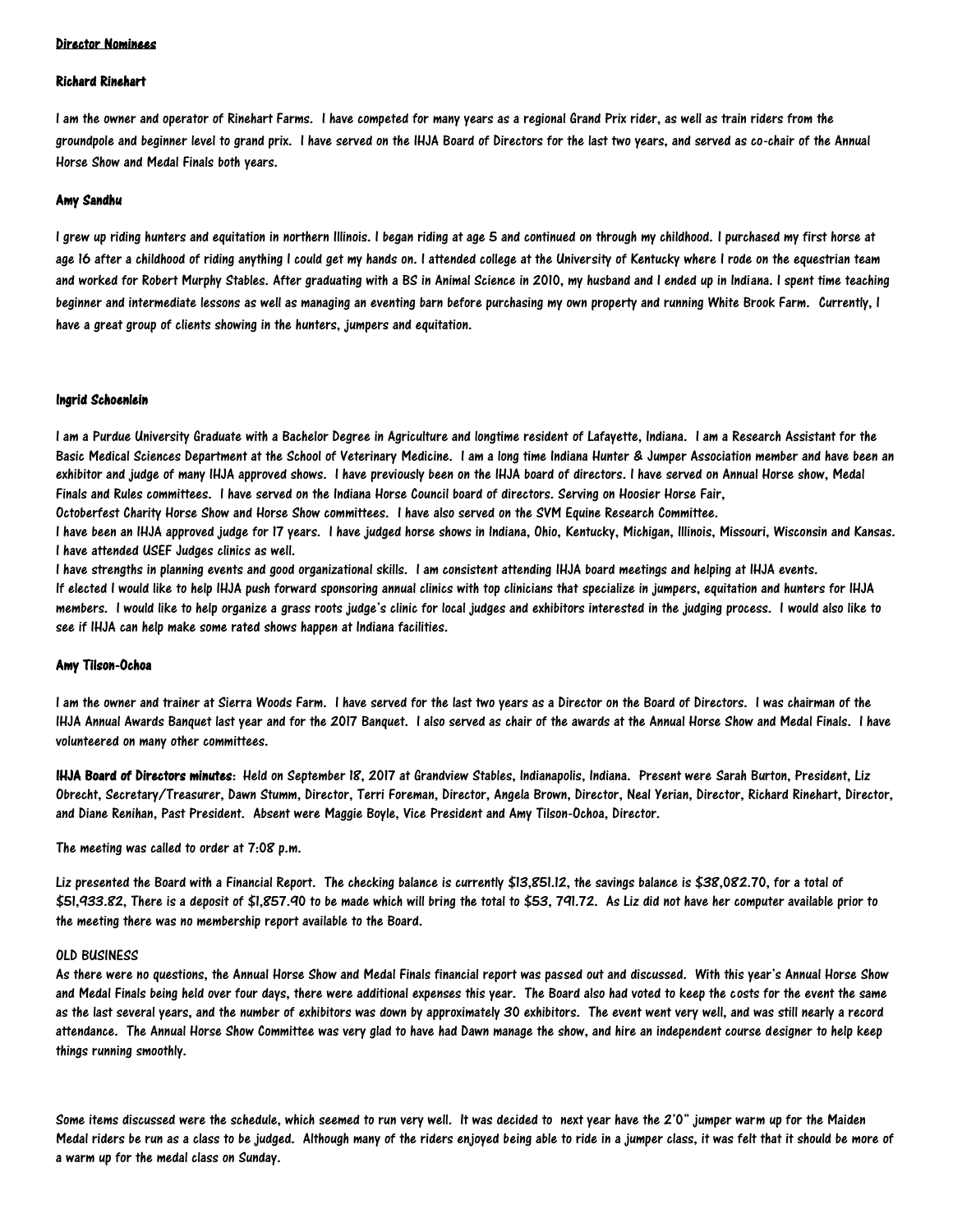## Director Nominees

### Richard Rinehart

I am the owner and operator of Rinehart Farms. I have competed for many years as a regional Grand Prix rider, as well as train riders from the groundpole and beginner level to grand prix. I have served on the IHJA Board of Directors for the last two years, and served as co-chair of the Annual Horse Show and Medal Finals both years.

### Amy Sandhu

I grew up riding hunters and equitation in northern Illinois. I began riding at age 5 and continued on through my childhood. I purchased my first horse at age 16 after a childhood of riding anything I could get my hands on. I attended college at the University of Kentucky where I rode on the equestrian team and worked for Robert Murphy Stables. After graduating with a BS in Animal Science in 2010, my husband and I ended up in Indiana. I spent time teaching beginner and intermediate lessons as well as managing an eventing barn before purchasing my own property and running White Brook Farm. Currently, I have a great group of clients showing in the hunters, jumpers and equitation.

### Ingrid Schoenlein

I am a Purdue University Graduate with a Bachelor Degree in Agriculture and longtime resident of Lafayette, Indiana. I am a Research Assistant for the Basic Medical Sciences Department at the School of Veterinary Medicine. I am a long time Indiana Hunter & Jumper Association member and have been an exhibitor and judge of many IHJA approved shows. I have previously been on the IHJA board of directors. I have served on Annual Horse show, Medal Finals and Rules committees. I have served on the Indiana Horse Council board of directors. Serving on Hoosier Horse Fair, Octoberfest Charity Horse Show and Horse Show committees. I have also served on the SVM Equine Research Committee.

I have been an IHJA approved judge for 17 years. I have judged horse shows in Indiana, Ohio, Kentucky, Michigan, Illinois, Missouri, Wisconsin and Kansas. I have attended USEF Judges clinics as well.

I have strengths in planning events and good organizational skills. I am consistent attending IHJA board meetings and helping at IHJA events.

If elected I would like to help IHJA push forward sponsoring annual clinics with top clinicians that specialize in jumpers, equitation and hunters for IHJA members. I would like to help organize a grass roots judge's clinic for local judges and exhibitors interested in the judging process. I would also like to see if IHJA can help make some rated shows happen at Indiana facilities.

### Amy Tilson-Ochoa

I am the owner and trainer at Sierra Woods Farm. I have served for the last two years as a Director on the Board of Directors. I was chairman of the IHJA Annual Awards Banquet last year and for the 2017 Banquet. I also served as chair of the awards at the Annual Horse Show and Medal Finals. I have volunteered on many other committees.

**IHJA Board of Directors minutes**: Held on September 18, 2017 at Grandview Stables, Indianapolis, Indiana. Present were Sarah Burton, President, Liz Obrecht, Secretary/Treasurer, Dawn Stumm, Director, Terri Foreman, Director, Angela Brown, Director, Neal Yerian, Director, Richard Rinehart, Director, and Diane Renihan, Past President. Absent were Maggie Boyle, Vice President and Amy Tilson-Ochoa, Director.

The meeting was called to order at 7:08 p.m.

Liz presented the Board with a Financial Report. The checking balance is currently $13,851.12, the savings balance is $38,082.70, for a total of $51,933.82, There is a deposit of $1,857.90 to be made which will bring the total to $53, 791.72. As Liz did not have her computer available prior to the meeting there was no membership report available to the Board.

OLD BUSINESS

As there were no questions, the Annual Horse Show and Medal Finals financial report was passed out and discussed. With this year's Annual Horse Show and Medal Finals being held over four days, there were additional expenses this year. The Board also had voted to keep the costs for the event the same as the last several years, and the number of exhibitors was down by approximately 30 exhibitors. The event went very well, and was still nearly a record attendance. The Annual Horse Show Committee was very glad to have had Dawn manage the show, and hire an independent course designer to help keep things running smoothly.

Some items discussed were the schedule, which seemed to run very well. It was decided to next year have the 2'0" jumper warm up for the Maiden Medal riders be run as a class to be judged. Although many of the riders enjoyed being able to ride in a jumper class, it was felt that it should be more of a warm up for the medal class on Sunday.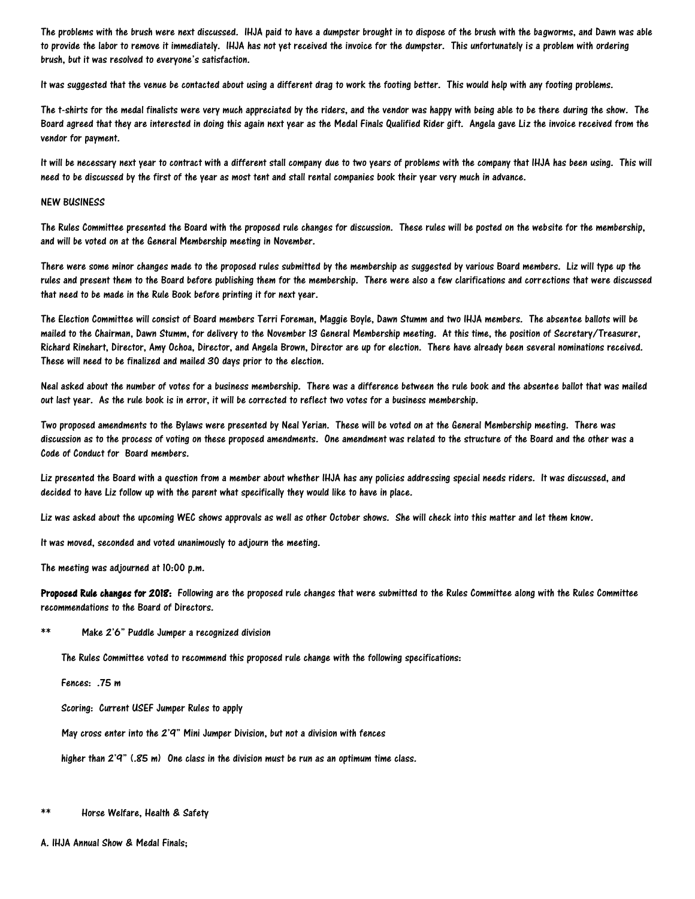The problems with the brush were next discussed. IHJA paid to have a dumpster brought in to dispose of the brush with the bagworms, and Dawn was able to provide the labor to remove it immediately. IHJA has not yet received the invoice for the dumpster. This unfortunately is a problem with ordering brush, but it was resolved to everyone's satisfaction.

It was suggested that the venue be contacted about using a different drag to work the footing better. This would help with any footing problems.

The t-shirts for the medal finalists were very much appreciated by the riders, and the vendor was happy with being able to be there during the show. The Board agreed that they are interested in doing this again next year as the Medal Finals Qualified Rider gift. Angela gave Liz the invoice received from the vendor for payment.

It will be necessary next year to contract with a different stall company due to two years of problems with the company that IHJA has been using. This will need to be discussed by the first of the year as most tent and stall rental companies book their year very much in advance.

NEW BUSINESS

The Rules Committee presented the Board with the proposed rule changes for discussion. These rules will be posted on the website for the membership, and will be voted on at the General Membership meeting in November.

There were some minor changes made to the proposed rules submitted by the membership as suggested by various Board members. Liz will type up the rules and present them to the Board before publishing them for the membership. There were also a few clarifications and corrections that were discussed that need to be made in the Rule Book before printing it for next year.

The Election Committee will consist of Board members Terri Foreman, Maggie Boyle, Dawn Stumm and two IHJA members. The absentee ballots will be mailed to the Chairman, Dawn Stumm, for delivery to the November 13 General Membership meeting. At this time, the position of Secretary/Treasurer, Richard Rinehart, Director, Amy Ochoa, Director, and Angela Brown, Director are up for election. There have already been several nominations received. These will need to be finalized and mailed 30 days prior to the election.

Neal asked about the number of votes for a business membership. There was a difference between the rule book and the absentee ballot that was mailed out last year. As the rule book is in error, it will be corrected to reflect two votes for a business membership.

Two proposed amendments to the Bylaws were presented by Neal Yerian. These will be voted on at the General Membership meeting. There was discussion as to the process of voting on these proposed amendments. One amendment was related to the structure of the Board and the other was a Code of Conduct for Board members.

Liz presented the Board with a question from a member about whether IHJA has any policies addressing special needs riders. It was discussed, and decided to have Liz follow up with the parent what specifically they would like to have in place.

Liz was asked about the upcoming WEC shows approvals as well as other October shows. She will check into this matter and let them know.

It was moved, seconded and voted unanimously to adjourn the meeting.

The meeting was adjourned at 10:00 p.m.

**Proposed Rule changes for 2018:** Following are the proposed rule changes that were submitted to the Rules Committee along with the Rules Committee recommendations to the Board of Directors.

** Make 2'6" Puddle Jumper a recognized division

The Rules Committee voted to recommend this proposed rule change with the following specifications:

Fences: .75 m

Scoring: Current USEF Jumper Rules to apply

May cross enter into the 2'9" Mini Jumper Division, but not a division with fences higher than 2'9" (.85 m) One class in the division must be run as an optimum time class.

** Horse Welfare, Health & Safety

A. IHJA Annual Show & Medal Finals;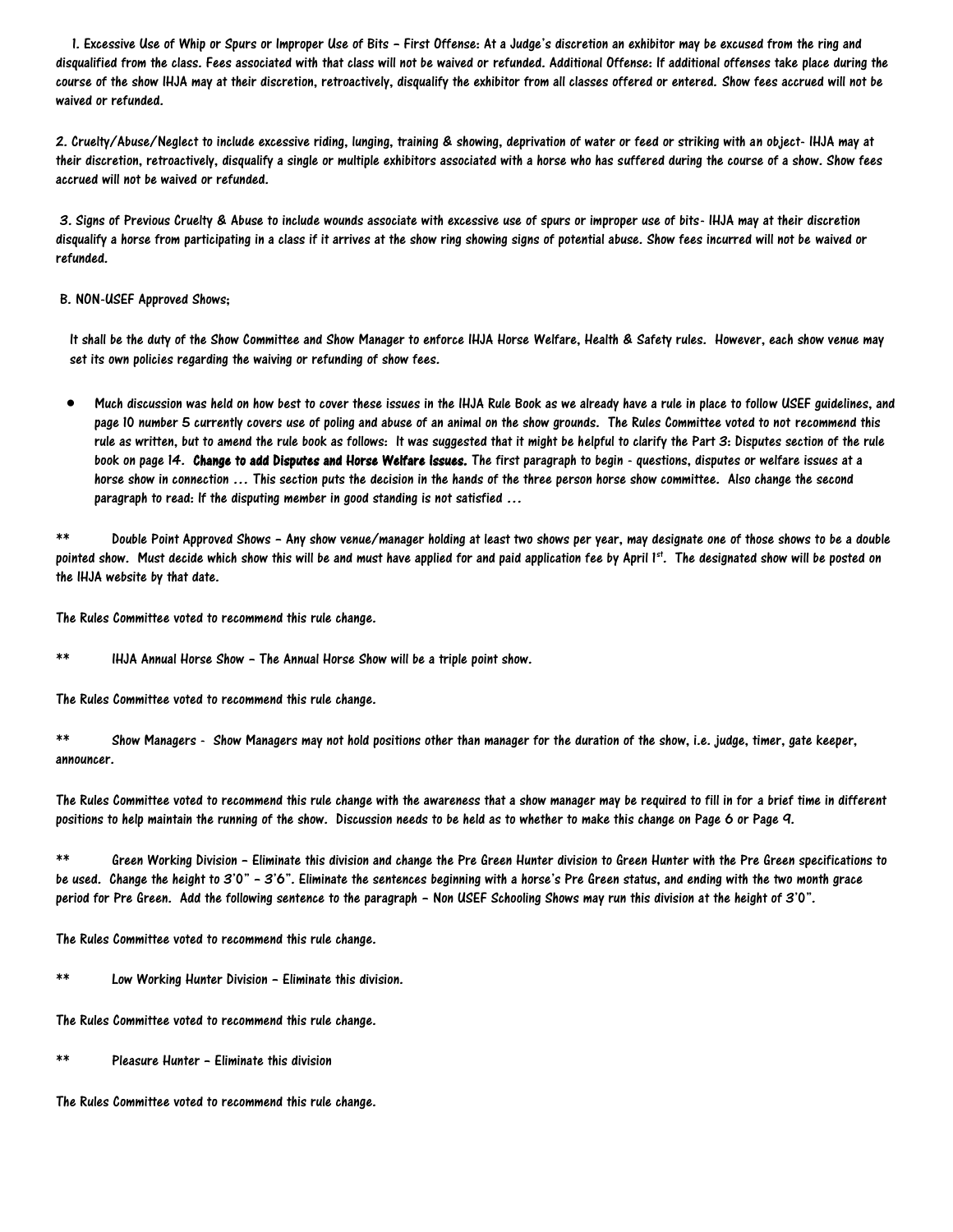1. Excessive Use of Whip or Spurs or Improper Use of Bits – First Offense: At a Judge's discretion an exhibitor may be excused from the ring and disqualified from the class. Fees associated with that class will not be waived or refunded. Additional Offense: If additional offenses take place during the course of the show IHJA may at their discretion, retroactively, disqualify the exhibitor from all classes offered or entered. Show fees accrued will not be waived or refunded.

2. Cruelty/Abuse/Neglect to include excessive riding, lunging, training & showing, deprivation of water or feed or striking with an object- IHJA may at their discretion, retroactively, disqualify a single or multiple exhibitors associated with a horse who has suffered during the course of a show. Show fees accrued will not be waived or refunded.

3. Signs of Previous Cruelty & Abuse to include wounds associate with excessive use of spurs or improper use of bits- IHJA may at their discretion disqualify a horse from participating in a class if it arrives at the show ring showing signs of potential abuse. Show fees incurred will not be waived or refunded.

B. NON-USEF Approved Shows;

It shall be the duty of the Show Committee and Show Manager to enforce IHJA Horse Welfare, Health & Safety rules. However, each show venue may set its own policies regarding the waiving or refunding of show fees.

- Much discussion was held on how best to cover these issues in the IHJA Rule Book as we already have a rule in place to follow USEF guidelines, and page 10 number 5 currently covers use of poling and abuse of an animal on the show grounds. The Rules Committee voted to not recommend this rule as written, but to amend the rule book as follows: It was suggested that it might be helpful to clarify the Part 3: Disputes section of the rule book on page 14. **Change to add Disputes and Horse Welfare Issues.** The first paragraph to begin - questions, disputes or welfare issues at a horse show in connection … This section puts the decision in the hands of the three person horse show committee. Also change the second paragraph to read: If the disputing member in good standing is not satisfied …

** Double Point Approved Shows – Any show venue/manager holding at least two shows per year, may designate one of those shows to be a double pointed show. Must decide which show this will be and must have applied for and paid application fee by April 1st. The designated show will be posted on the IHJA website by that date.

The Rules Committee voted to recommend this rule change.

** IHJA Annual Horse Show – The Annual Horse Show will be a triple point show.

The Rules Committee voted to recommend this rule change.

** Show Managers - Show Managers may not hold positions other than manager for the duration of the show, i.e. judge, timer, gate keeper, announcer.

The Rules Committee voted to recommend this rule change with the awareness that a show manager may be required to fill in for a brief time in different positions to help maintain the running of the show. Discussion needs to be held as to whether to make this change on Page 6 or Page 9.

** Green Working Division – Eliminate this division and change the Pre Green Hunter division to Green Hunter with the Pre Green specifications to be used. Change the height to 3'0" – 3'6". Eliminate the sentences beginning with a horse's Pre Green status, and ending with the two month grace period for Pre Green. Add the following sentence to the paragraph – Non USEF Schooling Shows may run this division at the height of 3'0".

The Rules Committee voted to recommend this rule change.

** Low Working Hunter Division – Eliminate this division.

The Rules Committee voted to recommend this rule change.

** Pleasure Hunter – Eliminate this division

The Rules Committee voted to recommend this rule change.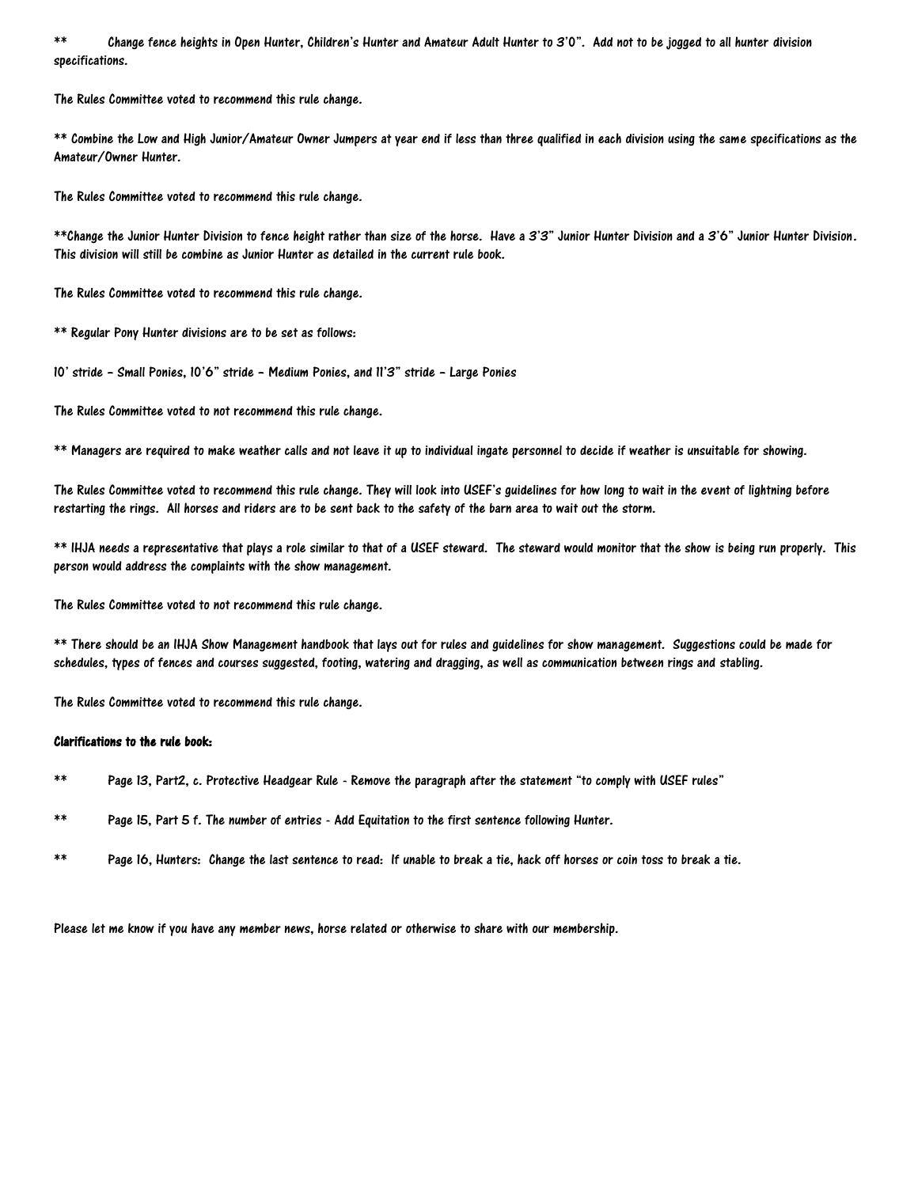** Change fence heights in Open Hunter, Children's Hunter and Amateur Adult Hunter to 3'0". Add not to be jogged to all hunter division specifications.

The Rules Committee voted to recommend this rule change.

** Combine the Low and High Junior/Amateur Owner Jumpers at year end if less than three qualified in each division using the same specifications as the Amateur/Owner Hunter.

The Rules Committee voted to recommend this rule change.

**Change the Junior Hunter Division to fence height rather than size of the horse. Have a 3'3" Junior Hunter Division and a 3'6" Junior Hunter Division. This division will still be combine as Junior Hunter as detailed in the current rule book.

The Rules Committee voted to recommend this rule change.

** Regular Pony Hunter divisions are to be set as follows:

10' stride – Small Ponies, 10'6" stride – Medium Ponies, and 11'3" stride – Large Ponies

The Rules Committee voted to not recommend this rule change.

** Managers are required to make weather calls and not leave it up to individual ingate personnel to decide if weather is unsuitable for showing.

The Rules Committee voted to recommend this rule change. They will look into USEF's guidelines for how long to wait in the event of lightning before restarting the rings. All horses and riders are to be sent back to the safety of the barn area to wait out the storm.

** IHJA needs a representative that plays a role similar to that of a USEF steward. The steward would monitor that the show is being run properly. This person would address the complaints with the show management.

The Rules Committee voted to not recommend this rule change.

** There should be an IHJA Show Management handbook that lays out for rules and guidelines for show management. Suggestions could be made for schedules, types of fences and courses suggested, footing, watering and dragging, as well as communication between rings and stabling.

The Rules Committee voted to recommend this rule change.

**Clarifications to the rule book:**

** Page 13, Part2, c. Protective Headgear Rule - Remove the paragraph after the statement "to comply with USEF rules"

** Page 15, Part 5 f. The number of entries - Add Equitation to the first sentence following Hunter.

** Page 16, Hunters: Change the last sentence to read: If unable to break a tie, hack off horses or coin toss to break a tie.

Please let me know if you have any member news, horse related or otherwise to share with our membership.